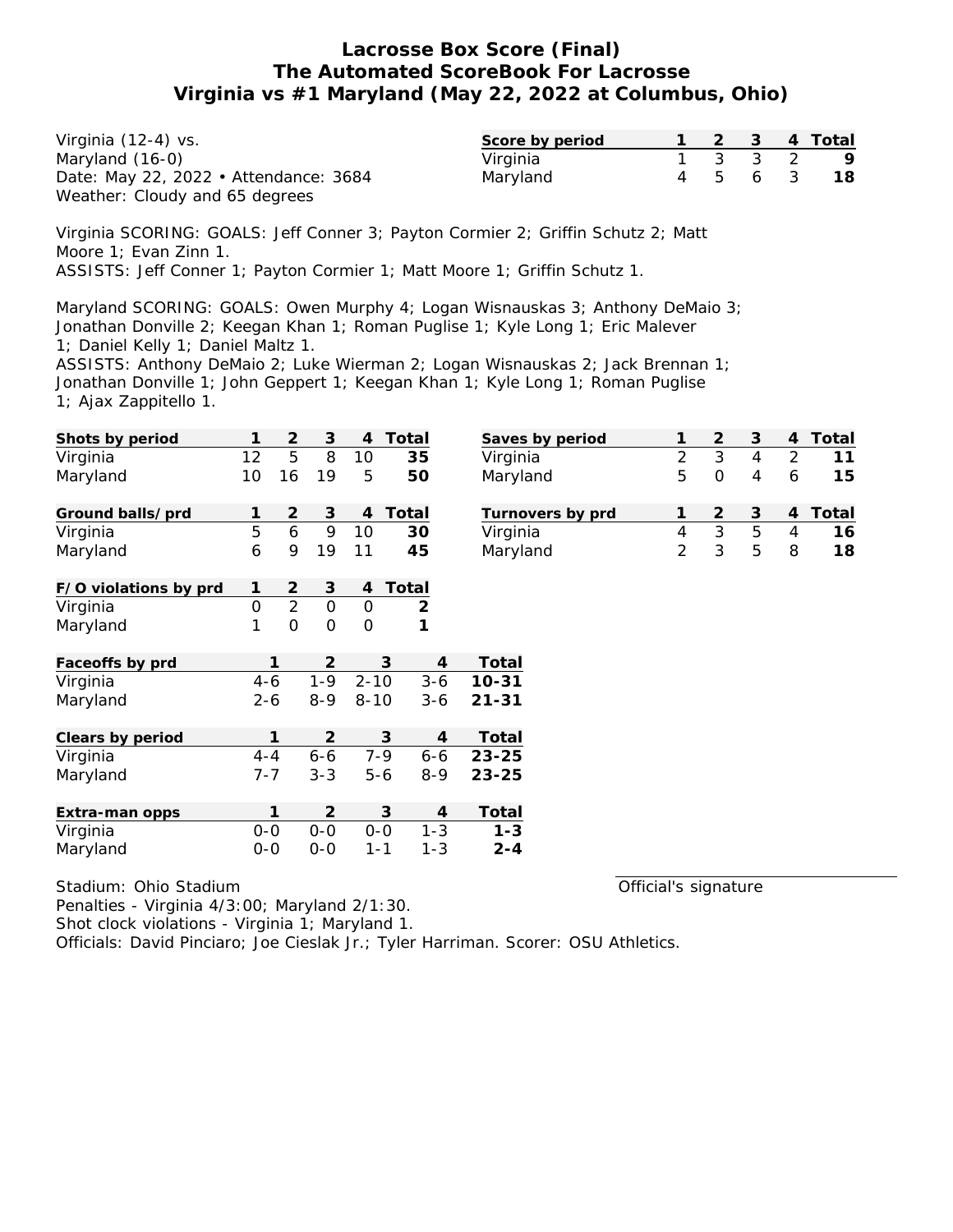# Lacrosse Box Score (Final)
# The Automated ScoreBook For Lacrosse
# Virginia vs #1 Maryland (May 22, 2022 at Columbus, Ohio)

Virginia (12-4) vs.
Maryland (16-0)
Date: May 22, 2022 • Attendance: 3684
Weather: Cloudy and 65 degrees

| Score by period | 1 | 2 | 3 | 4 | Total |
|---|---|---|---|---|---|
| Virginia | 1 | 3 | 3 | 2 | 9 |
| Maryland | 4 | 5 | 6 | 3 | 18 |

Virginia SCORING: GOALS: Jeff Conner 3; Payton Cormier 2; Griffin Schutz 2; Matt Moore 1; Evan Zinn 1.
ASSISTS: Jeff Conner 1; Payton Cormier 1; Matt Moore 1; Griffin Schutz 1.

Maryland SCORING: GOALS: Owen Murphy 4; Logan Wisnauskas 3; Anthony DeMaio 3; Jonathan Donville 2; Keegan Khan 1; Roman Puglise 1; Kyle Long 1; Eric Malever 1; Daniel Kelly 1; Daniel Maltz 1.
ASSISTS: Anthony DeMaio 2; Luke Wierman 2; Logan Wisnauskas 2; Jack Brennan 1; Jonathan Donville 1; John Geppert 1; Keegan Khan 1; Kyle Long 1; Roman Puglise 1; Ajax Zappitello 1.

| Shots by period | 1 | 2 | 3 | 4 | Total |
|---|---|---|---|---|---|
| Virginia | 12 | 5 | 8 | 10 | 35 |
| Maryland | 10 | 16 | 19 | 5 | 50 |

| Saves by period | 1 | 2 | 3 | 4 | Total |
|---|---|---|---|---|---|
| Virginia | 2 | 3 | 4 | 2 | 11 |
| Maryland | 5 | 0 | 4 | 6 | 15 |

| Ground balls/prd | 1 | 2 | 3 | 4 | Total |
|---|---|---|---|---|---|
| Virginia | 5 | 6 | 9 | 10 | 30 |
| Maryland | 6 | 9 | 19 | 11 | 45 |

| Turnovers by prd | 1 | 2 | 3 | 4 | Total |
|---|---|---|---|---|---|
| Virginia | 4 | 3 | 5 | 4 | 16 |
| Maryland | 2 | 3 | 5 | 8 | 18 |

| F/O violations by prd | 1 | 2 | 3 | 4 | Total |
|---|---|---|---|---|---|
| Virginia | 0 | 2 | 0 | 0 | 2 |
| Maryland | 1 | 0 | 0 | 0 | 1 |

| Faceoffs by prd | 1 | 2 | 3 | 4 | Total |
|---|---|---|---|---|---|
| Virginia | 4-6 | 1-9 | 2-10 | 3-6 | 10-31 |
| Maryland | 2-6 | 8-9 | 8-10 | 3-6 | 21-31 |

| Clears by period | 1 | 2 | 3 | 4 | Total |
|---|---|---|---|---|---|
| Virginia | 4-4 | 6-6 | 7-9 | 6-6 | 23-25 |
| Maryland | 7-7 | 3-3 | 5-6 | 8-9 | 23-25 |

| Extra-man opps | 1 | 2 | 3 | 4 | Total |
|---|---|---|---|---|---|
| Virginia | 0-0 | 0-0 | 0-0 | 1-3 | 1-3 |
| Maryland | 0-0 | 0-0 | 1-1 | 1-3 | 2-4 |

Stadium: Ohio Stadium
Penalties - Virginia 4/3:00; Maryland 2/1:30.
Shot clock violations - Virginia 1; Maryland 1.
Officials: David Pinciaro; Joe Cieslak Jr.; Tyler Harriman. Scorer: OSU Athletics.

Official's signature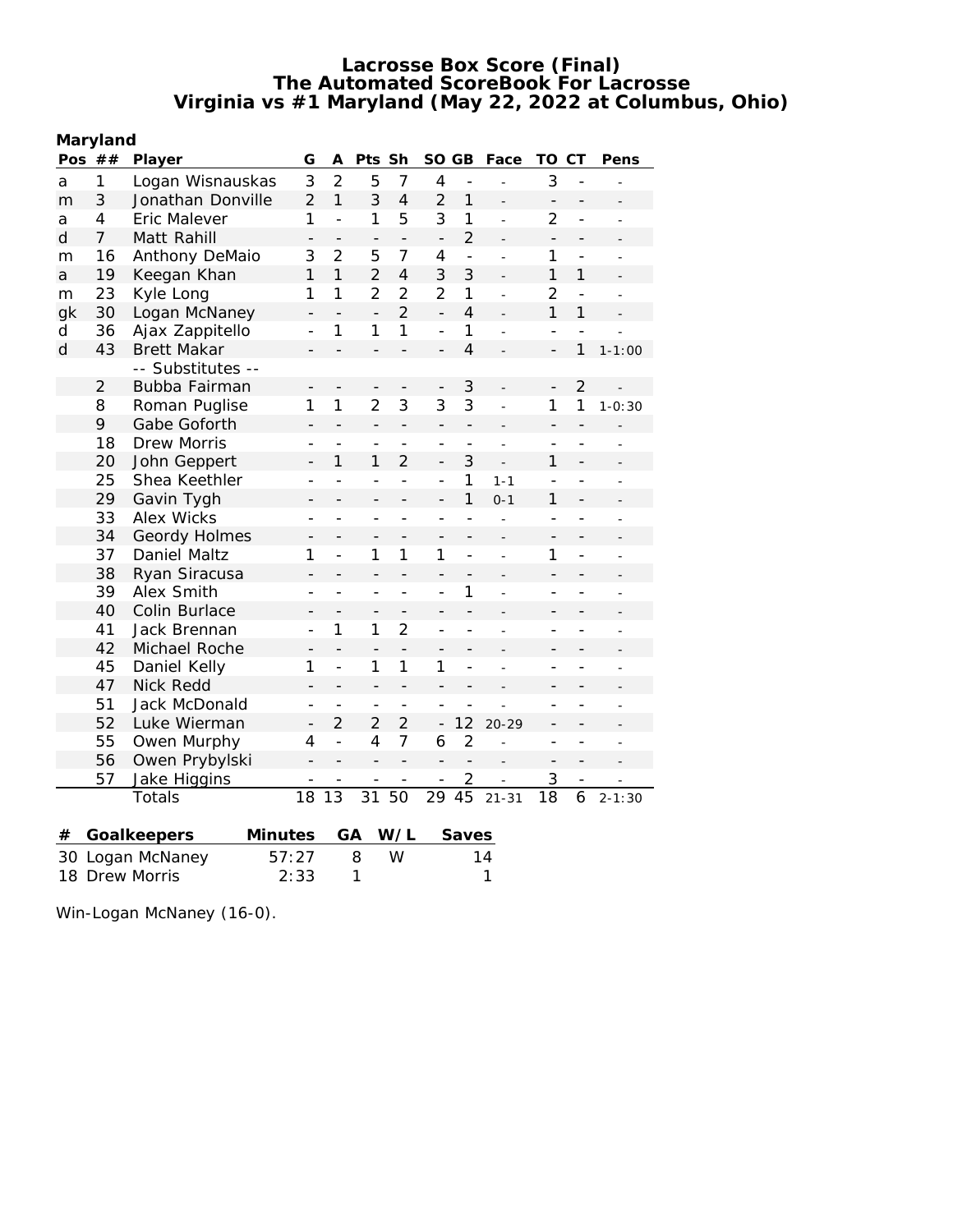# Lacrosse Box Score (Final)
## The Automated ScoreBook For Lacrosse
## Virginia vs #1 Maryland (May 22, 2022 at Columbus, Ohio)

**Maryland**

| Pos | ## | Player | G | A | Pts | Sh | SO | GB | Face | TO | CT | Pens |
|---|---|---|---|---|---|---|---|---|---|---|---|---|
| a | 1 | Logan Wisnauskas | 3 | 2 | 5 | 7 | 4 | - | - | 3 | - | - |
| m | 3 | Jonathan Donville | 2 | 1 | 3 | 4 | 2 | 1 | - | - | - | - |
| a | 4 | Eric Malever | 1 | - | 1 | 5 | 3 | 1 | - | 2 | - | - |
| d | 7 | Matt Rahill | - | - | - | - | - | 2 | - | - | - | - |
| m | 16 | Anthony DeMaio | 3 | 2 | 5 | 7 | 4 | - | - | 1 | - | - |
| a | 19 | Keegan Khan | 1 | 1 | 2 | 4 | 3 | 3 | - | 1 | 1 | - |
| m | 23 | Kyle Long | 1 | 1 | 2 | 2 | 2 | 1 | - | 2 | - | - |
| gk | 30 | Logan McNaney | - | - | - | 2 | - | 4 | - | 1 | 1 | - |
| d | 36 | Ajax Zappitello | - | 1 | 1 | 1 | - | 1 | - | - | - | - |
| d | 43 | Brett Makar | - | - | - | - | - | 4 | - | - | 1 | 1-1:00 |
| | | -- Substitutes -- | | | | | | | | | | |
| | 2 | Bubba Fairman | - | - | - | - | - | 3 | - | - | 2 | - |
| | 8 | Roman Puglise | 1 | 1 | 2 | 3 | 3 | 3 | - | 1 | 1 | 1-0:30 |
| | 9 | Gabe Goforth | - | - | - | - | - | - | - | - | - | - |
| | 18 | Drew Morris | - | - | - | - | - | - | - | - | - | - |
| | 20 | John Geppert | - | 1 | 1 | 2 | - | 3 | - | 1 | - | - |
| | 25 | Shea Keethler | - | - | - | - | - | 1 | 1-1 | - | - | - |
| | 29 | Gavin Tygh | - | - | - | - | - | 1 | 0-1 | 1 | - | - |
| | 33 | Alex Wicks | - | - | - | - | - | - | - | - | - | - |
| | 34 | Geordy Holmes | - | - | - | - | - | - | - | - | - | - |
| | 37 | Daniel Maltz | 1 | - | 1 | 1 | 1 | - | - | 1 | - | - |
| | 38 | Ryan Siracusa | - | - | - | - | - | - | - | - | - | - |
| | 39 | Alex Smith | - | - | - | - | - | 1 | - | - | - | - |
| | 40 | Colin Burlace | - | - | - | - | - | - | - | - | - | - |
| | 41 | Jack Brennan | - | 1 | 1 | 2 | - | - | - | - | - | - |
| | 42 | Michael Roche | - | - | - | - | - | - | - | - | - | - |
| | 45 | Daniel Kelly | 1 | - | 1 | 1 | 1 | - | - | - | - | - |
| | 47 | Nick Redd | - | - | - | - | - | - | - | - | - | - |
| | 51 | Jack McDonald | - | - | - | - | - | - | - | - | - | - |
| | 52 | Luke Wierman | - | 2 | 2 | 2 | - | 12 | 20-29 | - | - | - |
| | 55 | Owen Murphy | 4 | - | 4 | 7 | 6 | 2 | - | - | - | - |
| | 56 | Owen Prybylski | - | - | - | - | - | - | - | - | - | - |
| | 57 | Jake Higgins | - | - | - | - | - | 2 | - | 3 | - | - |
| | | Totals | 18 | 13 | 31 | 50 | 29 | 45 | 21-31 | 18 | 6 | 2-1:30 |

| # | Goalkeepers | Minutes | GA | W/L | Saves |
|---|---|---|---|---|---|
| 30 | Logan McNaney | 57:27 | 8 | W | 14 |
| 18 | Drew Morris | 2:33 | 1 | | 1 |

Win-Logan McNaney (16-0).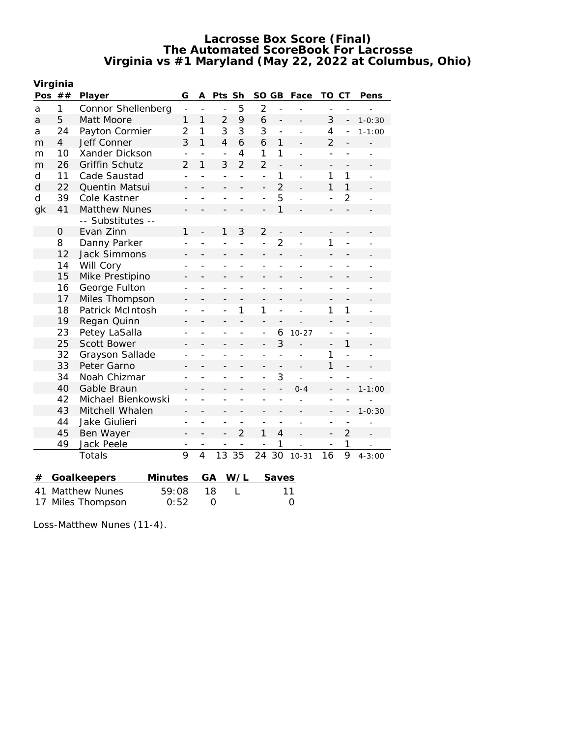# Lacrosse Box Score (Final)
## The Automated ScoreBook For Lacrosse
## Virginia vs #1 Maryland (May 22, 2022 at Columbus, Ohio)

**Virginia**

| Pos | ## | Player | G | A | Pts | Sh | SO | GB | Face | TO | CT | Pens |
|---|---|---|---|---|---|---|---|---|---|---|---|---|
| a | 1 | Connor Shellenberg | - | - | - | 5 | 2 | - | - | - | - | - |
| a | 5 | Matt Moore | 1 | 1 | 2 | 9 | 6 | - | - | 3 | - | 1-0:30 |
| a | 24 | Payton Cormier | 2 | 1 | 3 | 3 | 3 | - | - | 4 | - | 1-1:00 |
| m | 4 | Jeff Conner | 3 | 1 | 4 | 6 | 6 | 1 | - | 2 | - | - |
| m | 10 | Xander Dickson | - | - | - | 4 | 1 | 1 | - | - | - | - |
| m | 26 | Griffin Schutz | 2 | 1 | 3 | 2 | 2 | - | - | - | - | - |
| d | 11 | Cade Saustad | - | - | - | - | - | 1 | - | 1 | 1 | - |
| d | 22 | Quentin Matsui | - | - | - | - | - | 2 | - | 1 | 1 | - |
| d | 39 | Cole Kastner | - | - | - | - | - | 5 | - | - | 2 | - |
| gk | 41 | Matthew Nunes | - | - | - | - | - | 1 | - | - | - | - |
| | | -- Substitutes -- | | | | | | | | | | |
| | 0 | Evan Zinn | 1 | - | 1 | 3 | 2 | - | - | - | - | - |
| | 8 | Danny Parker | - | - | - | - | - | 2 | - | 1 | - | - |
| | 12 | Jack Simmons | - | - | - | - | - | - | - | - | - | - |
| | 14 | Will Cory | - | - | - | - | - | - | - | - | - | - |
| | 15 | Mike Prestipino | - | - | - | - | - | - | - | - | - | - |
| | 16 | George Fulton | - | - | - | - | - | - | - | - | - | - |
| | 17 | Miles Thompson | - | - | - | - | - | - | - | - | - | - |
| | 18 | Patrick McIntosh | - | - | - | 1 | 1 | - | - | 1 | 1 | - |
| | 19 | Regan Quinn | - | - | - | - | - | - | - | - | - | - |
| | 23 | Petey LaSalla | - | - | - | - | - | 6 | 10-27 | - | - | - |
| | 25 | Scott Bower | - | - | - | - | - | 3 | - | - | 1 | - |
| | 32 | Grayson Sallade | - | - | - | - | - | - | - | 1 | - | - |
| | 33 | Peter Garno | - | - | - | - | - | - | - | 1 | - | - |
| | 34 | Noah Chizmar | - | - | - | - | - | 3 | - | - | - | - |
| | 40 | Gable Braun | - | - | - | - | - | - | 0-4 | - | - | 1-1:00 |
| | 42 | Michael Bienkowski | - | - | - | - | - | - | - | - | - | - |
| | 43 | Mitchell Whalen | - | - | - | - | - | - | - | - | - | 1-0:30 |
| | 44 | Jake Giulieri | - | - | - | - | - | - | - | - | - | - |
| | 45 | Ben Wayer | - | - | - | 2 | 1 | 4 | - | - | 2 | - |
| | 49 | Jack Peele | - | - | - | - | - | 1 | - | - | 1 | - |
| | | Totals | 9 | 4 | 13 | 35 | 24 | 30 | 10-31 | 16 | 9 | 4-3:00 |

| # | Goalkeepers | Minutes | GA | W/L | Saves |
|---|---|---|---|---|---|
| 41 | Matthew Nunes | 59:08 | 18 | L | 11 |
| 17 | Miles Thompson | 0:52 | 0 | | 0 |

Loss-Matthew Nunes (11-4).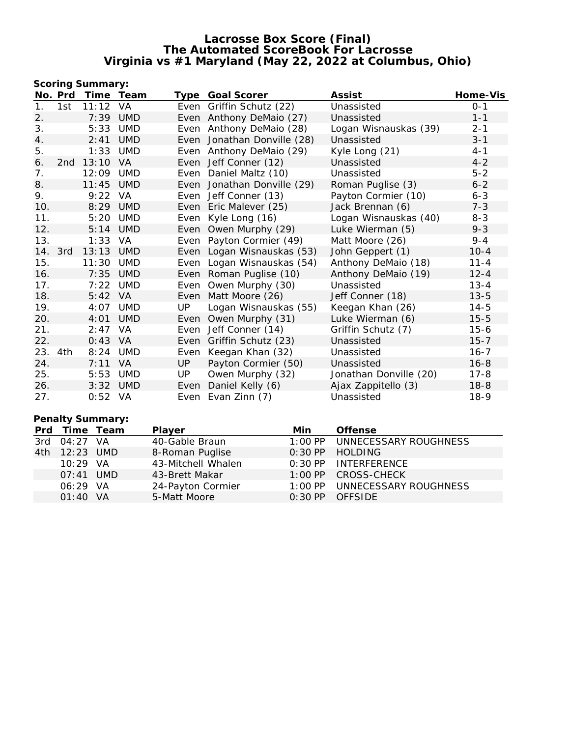# Lacrosse Box Score (Final)
## The Automated ScoreBook For Lacrosse
## Virginia vs #1 Maryland (May 22, 2022 at Columbus, Ohio)

**Scoring Summary:**

| No. | Prd | Time | Team | Type | Goal Scorer | Assist | Home-Vis |
|---|---|---|---|---|---|---|---|
| 1. | 1st | 11:12 | VA | Even | Griffin Schutz (22) | Unassisted | 0-1 |
| 2. | | 7:39 | UMD | Even | Anthony DeMaio (27) | Unassisted | 1-1 |
| 3. | | 5:33 | UMD | Even | Anthony DeMaio (28) | Logan Wisnauskas (39) | 2-1 |
| 4. | | 2:41 | UMD | Even | Jonathan Donville (28) | Unassisted | 3-1 |
| 5. | | 1:33 | UMD | Even | Anthony DeMaio (29) | Kyle Long (21) | 4-1 |
| 6. | 2nd | 13:10 | VA | Even | Jeff Conner (12) | Unassisted | 4-2 |
| 7. | | 12:09 | UMD | Even | Daniel Maltz (10) | Unassisted | 5-2 |
| 8. | | 11:45 | UMD | Even | Jonathan Donville (29) | Roman Puglise (3) | 6-2 |
| 9. | | 9:22 | VA | Even | Jeff Conner (13) | Payton Cormier (10) | 6-3 |
| 10. | | 8:29 | UMD | Even | Eric Malever (25) | Jack Brennan (6) | 7-3 |
| 11. | | 5:20 | UMD | Even | Kyle Long (16) | Logan Wisnauskas (40) | 8-3 |
| 12. | | 5:14 | UMD | Even | Owen Murphy (29) | Luke Wierman (5) | 9-3 |
| 13. | | 1:33 | VA | Even | Payton Cormier (49) | Matt Moore (26) | 9-4 |
| 14. | 3rd | 13:13 | UMD | Even | Logan Wisnauskas (53) | John Geppert (1) | 10-4 |
| 15. | | 11:30 | UMD | Even | Logan Wisnauskas (54) | Anthony DeMaio (18) | 11-4 |
| 16. | | 7:35 | UMD | Even | Roman Puglise (10) | Anthony DeMaio (19) | 12-4 |
| 17. | | 7:22 | UMD | Even | Owen Murphy (30) | Unassisted | 13-4 |
| 18. | | 5:42 | VA | Even | Matt Moore (26) | Jeff Conner (18) | 13-5 |
| 19. | | 4:07 | UMD | UP | Logan Wisnauskas (55) | Keegan Khan (26) | 14-5 |
| 20. | | 4:01 | UMD | Even | Owen Murphy (31) | Luke Wierman (6) | 15-5 |
| 21. | | 2:47 | VA | Even | Jeff Conner (14) | Griffin Schutz (7) | 15-6 |
| 22. | | 0:43 | VA | Even | Griffin Schutz (23) | Unassisted | 15-7 |
| 23. | 4th | 8:24 | UMD | Even | Keegan Khan (32) | Unassisted | 16-7 |
| 24. | | 7:11 | VA | UP | Payton Cormier (50) | Unassisted | 16-8 |
| 25. | | 5:53 | UMD | UP | Owen Murphy (32) | Jonathan Donville (20) | 17-8 |
| 26. | | 3:32 | UMD | Even | Daniel Kelly (6) | Ajax Zappitello (3) | 18-8 |
| 27. | | 0:52 | VA | Even | Evan Zinn (7) | Unassisted | 18-9 |

**Penalty Summary:**

| Prd | Time | Team | Player | Min | Offense |
|---|---|---|---|---|---|
| 3rd | 04:27 | VA | 40-Gable Braun | 1:00 PP | UNNECESSARY ROUGHNESS |
| 4th | 12:23 | UMD | 8-Roman Puglise | 0:30 PP | HOLDING |
| | 10:29 | VA | 43-Mitchell Whalen | 0:30 PP | INTERFERENCE |
| | 07:41 | UMD | 43-Brett Makar | 1:00 PP | CROSS-CHECK |
| | 06:29 | VA | 24-Payton Cormier | 1:00 PP | UNNECESSARY ROUGHNESS |
| | 01:40 | VA | 5-Matt Moore | 0:30 PP | OFFSIDE |